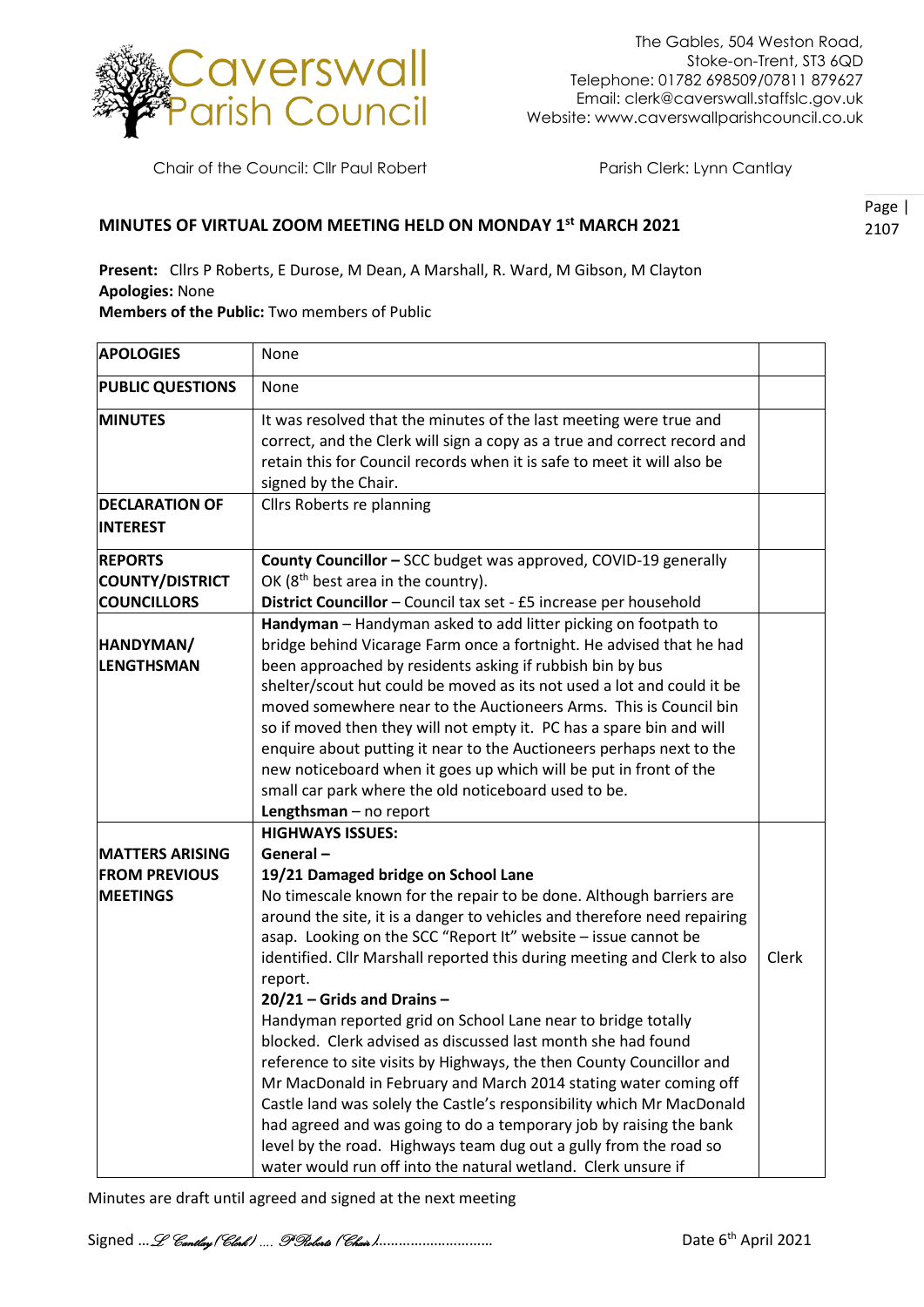# Caverswall Parish Council

The Gables, 504 Weston Road,
Stoke-on-Trent, ST3 6QD
Telephone: 01782 698509/07811 879627
Email: clerk@caverswall.staffslc.gov.uk
Website: www.caverswallparishcouncil.co.uk

Chair of the Council: Cllr Paul Robert

Parish Clerk: Lynn Cantlay

Page | 2107

## MINUTES OF VIRTUAL ZOOM MEETING HELD ON MONDAY 1st MARCH 2021

**Present:** Cllrs P Roberts, E Durose, M Dean, A Marshall, R. Ward, M Gibson, M Clayton
**Apologies:** None
**Members of the Public:** Two members of Public

| | | |
|---|---|---|
| **APOLOGIES** | None | |
| **PUBLIC QUESTIONS** | None | |
| **MINUTES** | It was resolved that the minutes of the last meeting were true and correct, and the Clerk will sign a copy as a true and correct record and retain this for Council records when it is safe to meet it will also be signed by the Chair. | |
| **DECLARATION OF INTEREST** | Cllrs Roberts re planning | |
| **REPORTS COUNTY/DISTRICT COUNCILLORS** | **County Councillor –** SCC budget was approved, COVID-19 generally OK (8th best area in the country).<br>**District Councillor** – Council tax set - £5 increase per household | |
| **HANDYMAN/ LENGTHSMAN** | **Handyman** – Handyman asked to add litter picking on footpath to bridge behind Vicarage Farm once a fortnight. He advised that he had been approached by residents asking if rubbish bin by bus shelter/scout hut could be moved as its not used a lot and could it be moved somewhere near to the Auctioneers Arms. This is Council bin so if moved then they will not empty it. PC has a spare bin and will enquire about putting it near to the Auctioneers perhaps next to the new noticeboard when it goes up which will be put in front of the small car park where the old noticeboard used to be.<br>**Lengthsman** – no report | |
| **MATTERS ARISING FROM PREVIOUS MEETINGS** | **HIGHWAYS ISSUES:**<br>**General –**<br>**19/21 Damaged bridge on School Lane**<br>No timescale known for the repair to be done. Although barriers are around the site, it is a danger to vehicles and therefore need repairing asap. Looking on the SCC "Report It" website – issue cannot be identified. Cllr Marshall reported this during meeting and Clerk to also report.<br>**20/21 – Grids and Drains –**<br>Handyman reported grid on School Lane near to bridge totally blocked. Clerk advised as discussed last month she had found reference to site visits by Highways, the then County Councillor and Mr MacDonald in February and March 2014 stating water coming off Castle land was solely the Castle's responsibility which Mr MacDonald had agreed and was going to do a temporary job by raising the bank level by the road. Highways team dug out a gully from the road so water would run off into the natural wetland. Clerk unsure if | Clerk |

Minutes are draft until agreed and signed at the next meeting

Signed …*L Cantlay (Clerk)* …. *P Roberts (Chair)*……………………… Date 6th April 2021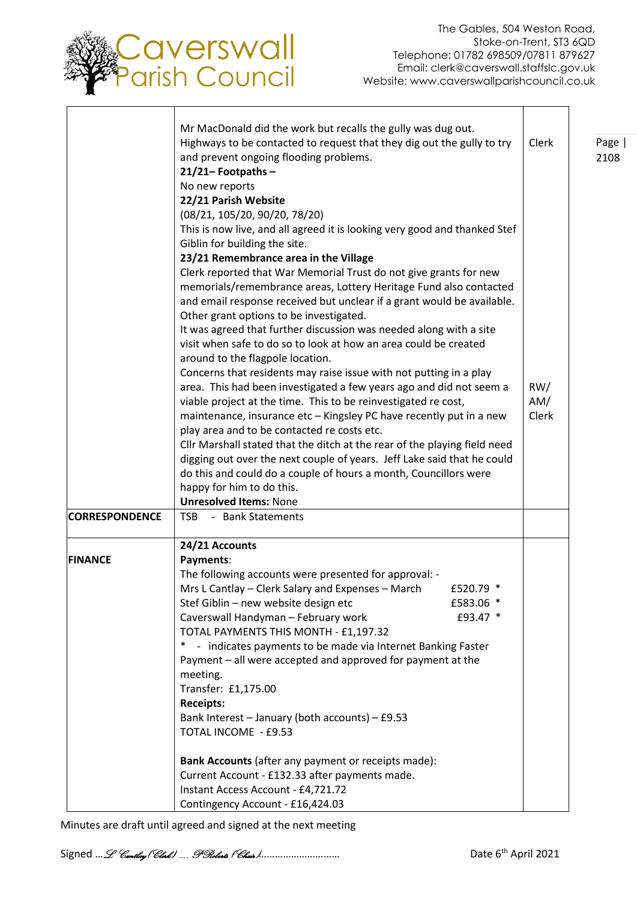| | | | |
|---|---|---|---|
| | Mr MacDonald did the work but recalls the gully was dug out.<br>Highways to be contacted to request that they dig out the gully to try and prevent ongoing flooding problems.<br>**21/21– Footpaths –**<br>No new reports<br>**22/21 Parish Website**<br>(08/21, 105/20, 90/20, 78/20)<br>This is now live, and all agreed it is looking very good and thanked Stef Giblin for building the site.<br>**23/21 Remembrance area in the Village**<br>Clerk reported that War Memorial Trust do not give grants for new memorials/remembrance areas, Lottery Heritage Fund also contacted and email response received but unclear if a grant would be available. Other grant options to be investigated.<br>It was agreed that further discussion was needed along with a site visit when safe to do so to look at how an area could be created around to the flagpole location.<br>Concerns that residents may raise issue with not putting in a play area. This had been investigated a few years ago and did not seem a viable project at the time. This to be reinvestigated re cost, maintenance, insurance etc – Kingsley PC have recently put in a new play area and to be contacted re costs etc.<br>Cllr Marshall stated that the ditch at the rear of the playing field need digging out over the next couple of years. Jeff Lake said that he could do this and could do a couple of hours a month, Councillors were happy for him to do this.<br>**Unresolved Items:** None | Clerk<br><br>RW/<br>AM/<br>Clerk | |
| **CORRESPONDENCE** | TSB - Bank Statements | | |
| **FINANCE** | **24/21 Accounts**<br>**Payments**:<br>The following accounts were presented for approval: -<br>Mrs L Cantlay – Clerk Salary and Expenses – March £520.79 *<br>Stef Giblin – new website design etc £583.06 *<br>Caverswall Handyman – February work £93.47 *<br>TOTAL PAYMENTS THIS MONTH - £1,197.32<br>* - indicates payments to be made via Internet Banking Faster Payment – all were accepted and approved for payment at the meeting.<br>Transfer: £1,175.00<br>**Receipts:**<br>Bank Interest – January (both accounts) – £9.53<br>TOTAL INCOME - £9.53<br><br>**Bank Accounts** (after any payment or receipts made):<br>Current Account - £132.33 after payments made.<br>Instant Access Account - £4,721.72<br>Contingency Account - £16,424.03 | | |

Minutes are draft until agreed and signed at the next meeting

Signed …L Cantlay (Clerk) …. P Roberts (Chair)………………………… Date 6th April 2021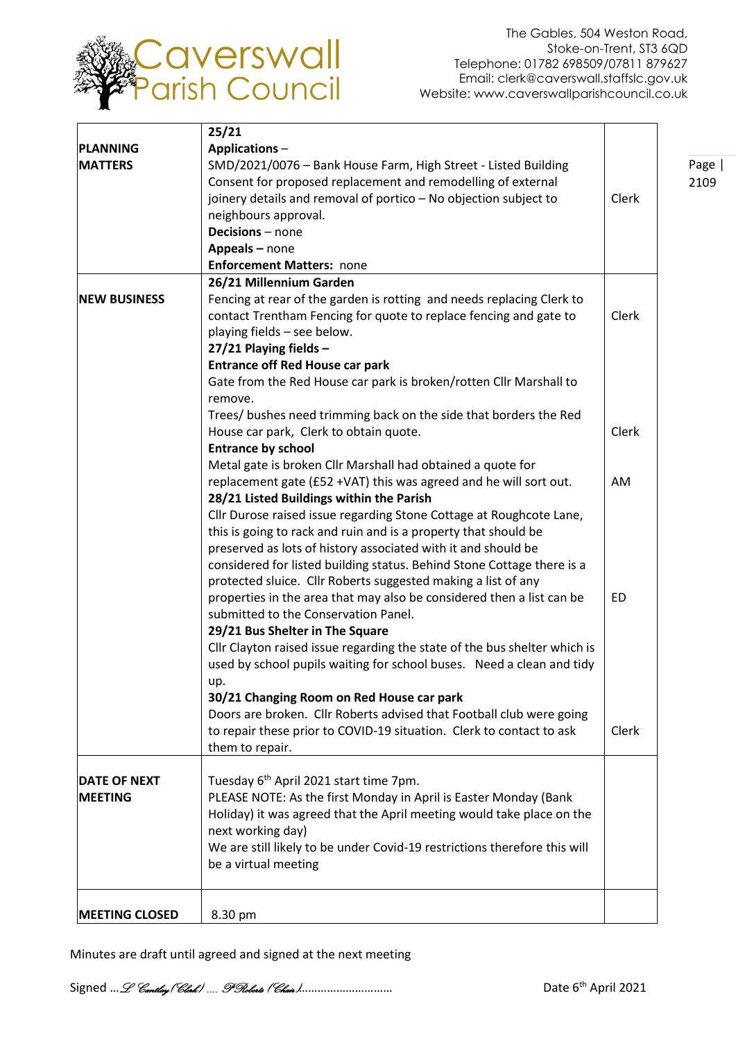The Gables, 504 Weston Road,
Stoke-on-Trent, ST3 6QD
Telephone: 01782 698509/07811 879627
Email: clerk@caverswall.staffslc.gov.uk
Website: www.caverswallparishcouncil.co.uk

| | | |
|---|---|---|
| **PLANNING MATTERS** | **25/21**<br>**Applications** –<br>SMD/2021/0076 – Bank House Farm, High Street - Listed Building Consent for proposed replacement and remodelling of external joinery details and removal of portico – No objection subject to neighbours approval.<br>**Decisions** – none<br>**Appeals** – none<br>**Enforcement Matters:** none | Clerk |
| **NEW BUSINESS** | **26/21 Millennium Garden**<br>Fencing at rear of the garden is rotting and needs replacing Clerk to contact Trentham Fencing for quote to replace fencing and gate to playing fields – see below.<br>**27/21 Playing fields –**<br>**Entrance off Red House car park**<br>Gate from the Red House car park is broken/rotten Cllr Marshall to remove.<br>Trees/ bushes need trimming back on the side that borders the Red House car park, Clerk to obtain quote.<br>**Entrance by school**<br>Metal gate is broken Cllr Marshall had obtained a quote for replacement gate (£52 +VAT) this was agreed and he will sort out.<br>**28/21 Listed Buildings within the Parish**<br>Cllr Durose raised issue regarding Stone Cottage at Roughcote Lane, this is going to rack and ruin and is a property that should be preserved as lots of history associated with it and should be considered for listed building status. Behind Stone Cottage there is a protected sluice. Cllr Roberts suggested making a list of any properties in the area that may also be considered then a list can be submitted to the Conservation Panel.<br>**29/21 Bus Shelter in The Square**<br>Cllr Clayton raised issue regarding the state of the bus shelter which is used by school pupils waiting for school buses. Need a clean and tidy up.<br>**30/21 Changing Room on Red House car park**<br>Doors are broken. Cllr Roberts advised that Football club were going to repair these prior to COVID-19 situation. Clerk to contact to ask them to repair. | Clerk<br><br>Clerk<br><br>AM<br><br>ED<br><br>Clerk |
| **DATE OF NEXT MEETING** | Tuesday 6th April 2021 start time 7pm.<br>PLEASE NOTE: As the first Monday in April is Easter Monday (Bank Holiday) it was agreed that the April meeting would take place on the next working day)<br>We are still likely to be under Covid-19 restrictions therefore this will be a virtual meeting | |
| **MEETING CLOSED** | 8.30 pm | |

Minutes are draft until agreed and signed at the next meeting

Signed …L Cantlay (Clerk) …. P Roberts (Chair)……………………… Date 6th April 2021